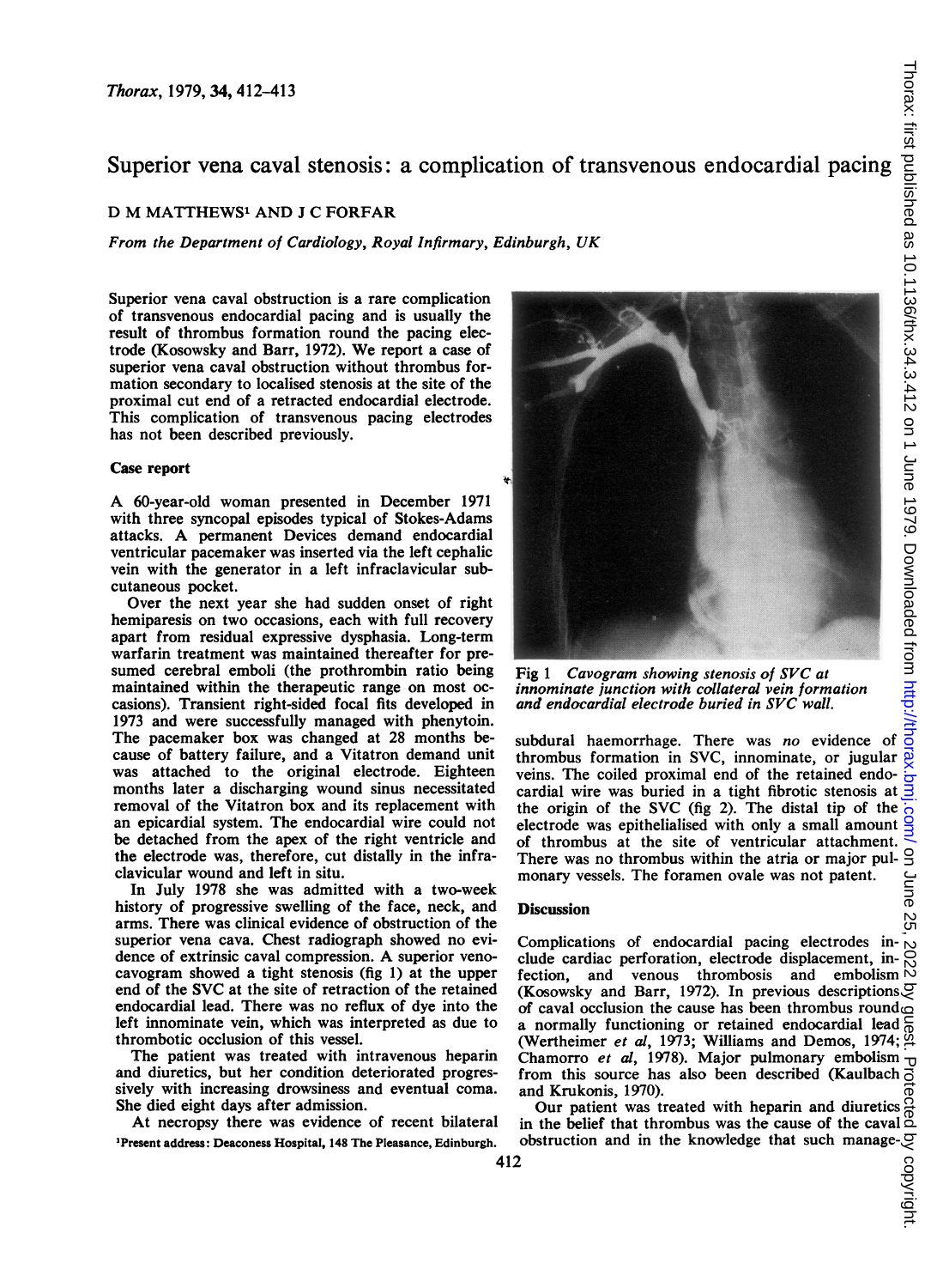# Superior vena caval stenosis: a complication of transvenous endocardial pacing

D M MATTHEWS[1] AND J C FORFAR

*From the Department of Cardiology, Royal Infirmary, Edinburgh, UK*

Superior vena caval obstruction is a rare complication of transvenous endocardial pacing and is usually the result of thrombus formation round the pacing electrode (Kosowsky and Barr, 1972). We report a case of superior vena caval obstruction without thrombus formation secondary to localised stenosis at the site of the proximal cut end of a retracted endocardial electrode. This complication of transvenous pacing electrodes has not been described previously.

## Case report

A 60-year-old woman presented in December 1971 with three syncopal episodes typical of Stokes-Adams attacks. A permanent Devices demand endocardial ventricular pacemaker was inserted via the left cephalic vein with the generator in a left infraclavicular subcutaneous pocket.

Over the next year she had sudden onset of right hemiparesis on two occasions, each with full recovery apart from residual expressive dysphasia. Long-term warfarin treatment was maintained thereafter for presumed cerebral emboli (the prothrombin ratio being maintained within the therapeutic range on most occasions). Transient right-sided focal fits developed in 1973 and were successfully managed with phenytoin. The pacemaker box was changed at 28 months because of battery failure, and a Vitatron demand unit was attached to the original electrode. Eighteen months later a discharging wound sinus necessitated removal of the Vitatron box and its replacement with an epicardial system. The endocardial wire could not be detached from the apex of the right ventricle and the electrode was, therefore, cut distally in the infraclavicular wound and left in situ.

In July 1978 she was admitted with a two-week history of progressive swelling of the face, neck, and arms. There was clinical evidence of obstruction of the superior vena cava. Chest radiograph showed no evidence of extrinsic caval compression. A superior venocavogram showed a tight stenosis (fig 1) at the upper end of the SVC at the site of retraction of the retained endocardial lead. There was no reflux of dye into the left innominate vein, which was interpreted as due to thrombotic occlusion of this vessel.

The patient was treated with intravenous heparin and diuretics, but her condition deteriorated progressively with increasing drowsiness and eventual coma. She died eight days after admission.

At necropsy there was evidence of recent bilateral subdural haemorrhage. There was *no* evidence of thrombus formation in SVC, innominate, or jugular veins. The coiled proximal end of the retained endocardial wire was buried in a tight fibrotic stenosis at the origin of the SVC (fig 2). The distal tip of the electrode was epithelialised with only a small amount of thrombus at the site of ventricular attachment. There was no thrombus within the atria or major pulmonary vessels. The foramen ovale was not patent.

Fig 1 *Cavogram showing stenosis of SVC at innominate junction with collateral vein formation and endocardial electrode buried in SVC wall.*

## Discussion

Complications of endocardial pacing electrodes include cardiac perforation, electrode displacement, infection, and venous thrombosis and embolism (Kosowsky and Barr, 1972). In previous descriptions of caval occlusion the cause has been thrombus round a normally functioning or retained endocardial lead (Wertheimer *et al*, 1973; Williams and Demos, 1974; Chamorro *et al*, 1978). Major pulmonary embolism from this source has also been described (Kaulbach and Krukonis, 1970).

Our patient was treated with heparin and diuretics in the belief that thrombus was the cause of the caval obstruction and in the knowledge that such manage-

[1]Present address: Deaconess Hospital, 148 The Pleasance, Edinburgh.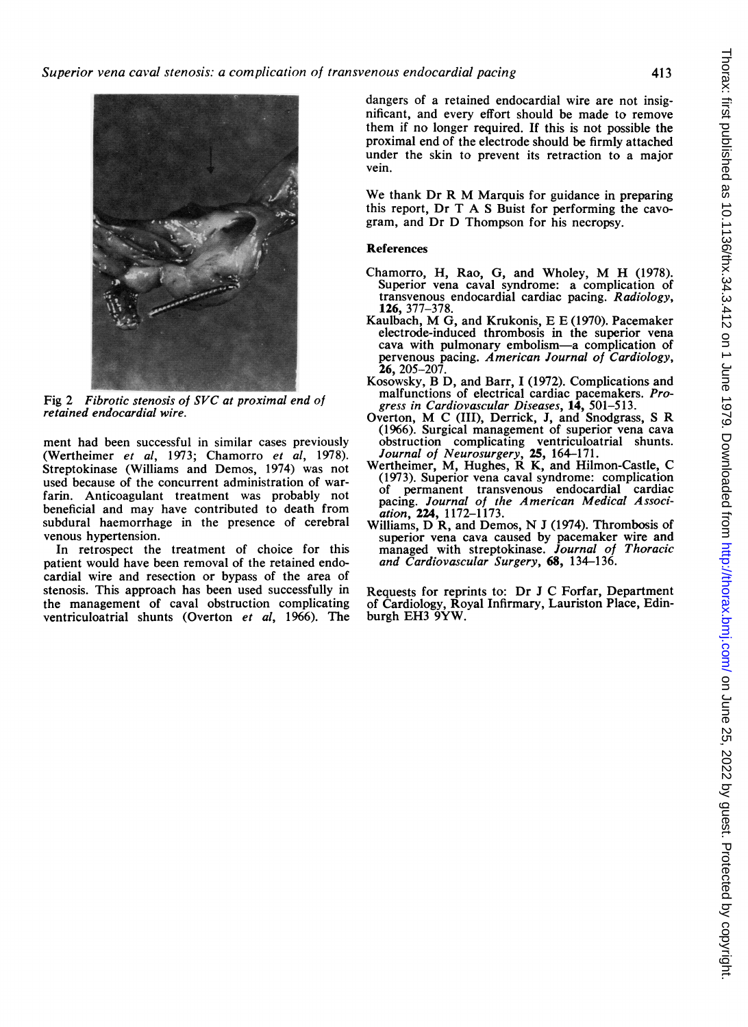Fig 2 *Fibrotic stenosis of SVC at proximal end of retained endocardial wire.*

ment had been successful in similar cases previously (Wertheimer *et al*, 1973; Chamorro *et al*, 1978). Streptokinase (Williams and Demos, 1974) was not used because of the concurrent administration of warfarin. Anticoagulant treatment was probably not beneficial and may have contributed to death from subdural haemorrhage in the presence of cerebral venous hypertension.

In retrospect the treatment of choice for this patient would have been removal of the retained endocardial wire and resection or bypass of the area of stenosis. This approach has been used successfully in the management of caval obstruction complicating ventriculoatrial shunts (Overton *et al*, 1966). The dangers of a retained endocardial wire are not insignificant, and every effort should be made to remove them if no longer required. If this is not possible the proximal end of the electrode should be firmly attached under the skin to prevent its retraction to a major vein.

We thank Dr R M Marquis for guidance in preparing this report, Dr T A S Buist for performing the cavogram, and Dr D Thompson for his necropsy.

## References

Chamorro, H, Rao, G, and Wholey, M H (1978). Superior vena caval syndrome: a complication of transvenous endocardial cardiac pacing. *Radiology*, **126**, 377–378.

Kaulbach, M G, and Krukonis, E E (1970). Pacemaker electrode-induced thrombosis in the superior vena cava with pulmonary embolism—a complication of pervenous pacing. *American Journal of Cardiology*, **26**, 205–207.

Kosowsky, B D, and Barr, I (1972). Complications and malfunctions of electrical cardiac pacemakers. *Progress in Cardiovascular Diseases*, **14**, 501–513.

Overton, M C (III), Derrick, J, and Snodgrass, S R (1966). Surgical management of superior vena cava obstruction complicating ventriculoatrial shunts. *Journal of Neurosurgery*, **25**, 164–171.

Wertheimer, M, Hughes, R K, and Hilmon-Castle, C (1973). Superior vena caval syndrome: complication of permanent transvenous endocardial cardiac pacing. *Journal of the American Medical Association*, **224**, 1172–1173.

Williams, D R, and Demos, N J (1974). Thrombosis of superior vena cava caused by pacemaker wire and managed with streptokinase. *Journal of Thoracic and Cardiovascular Surgery*, **68**, 134–136.

Requests for reprints to: Dr J C Forfar, Department of Cardiology, Royal Infirmary, Lauriston Place, Edinburgh EH3 9YW.